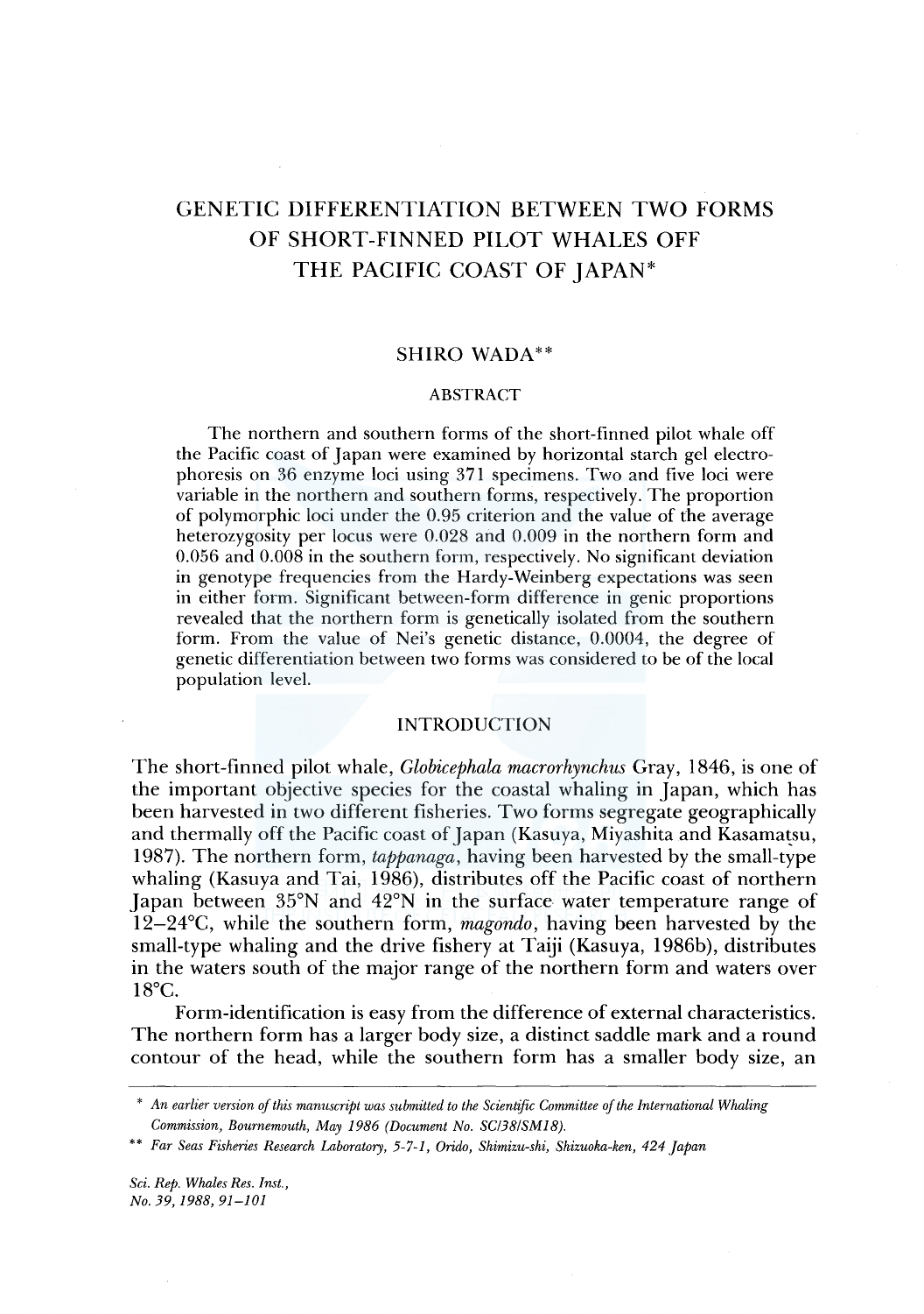# GENETIC DIFFERENTIATION BETWEEN TWO FORMS OF SHORT-FINNED PILOT WHALES OFF THE PACIFIC COAST OF JAPAN*

SHIRO WADA**

## ABSTRACT

The northern and southern forms of the short-finned pilot whale off the Pacific coast of Japan were examined by horizontal starch gel electrophoresis on 36 enzyme loci using 371 specimens. Two and five loci were variable in the northern and southern forms, respectively. The proportion of polymorphic loci under the 0.95 criterion and the value of the average heterozygosity per locus were 0.028 and 0.009 in the northern form and 0.056 and 0.008 in the southern form, respectively. No significant deviation in genotype frequencies from the Hardy-Weinberg expectations was seen in either form. Significant between-form difference in genic proportions revealed that the northern form is genetically isolated from the southern form. From the value of Nei's genetic distance, 0.0004, the degree of genetic differentiation between two forms was considered to be of the local population level.

## INTRODUCTION

The short-finned pilot whale, *Globicephala macrorhynchus* Gray, 1846, is one of the important objective species for the coastal whaling in Japan, which has been harvested in two different fisheries. Two forms segregate geographically and thermally off the Pacific coast of Japan (Kasuya, Miyashita and Kasamatsu, 1987). The northern form, *tappanaga*, having been harvested by the small-type whaling (Kasuya and Tai, 1986), distributes off the Pacific coast of northern Japan between 35°N and 42°N in the surface water temperature range of 12–24°C, while the southern form, *magondo*, having been harvested by the small-type whaling and the drive fishery at Taiji (Kasuya, 1986b), distributes in the waters south of the major range of the northern form and waters over 18°C.

Form-identification is easy from the difference of external characteristics. The northern form has a larger body size, a distinct saddle mark and a round contour of the head, while the southern form has a smaller body size, an

---

\* *An earlier version of this manuscript was submitted to the Scientific Committee of the International Whaling Commission, Bournemouth, May 1986 (Document No. SC/38/SM18).*

\*\* *Far Seas Fisheries Research Laboratory, 5-7-1, Orido, Shimizu-shi, Shizuoka-ken, 424 Japan*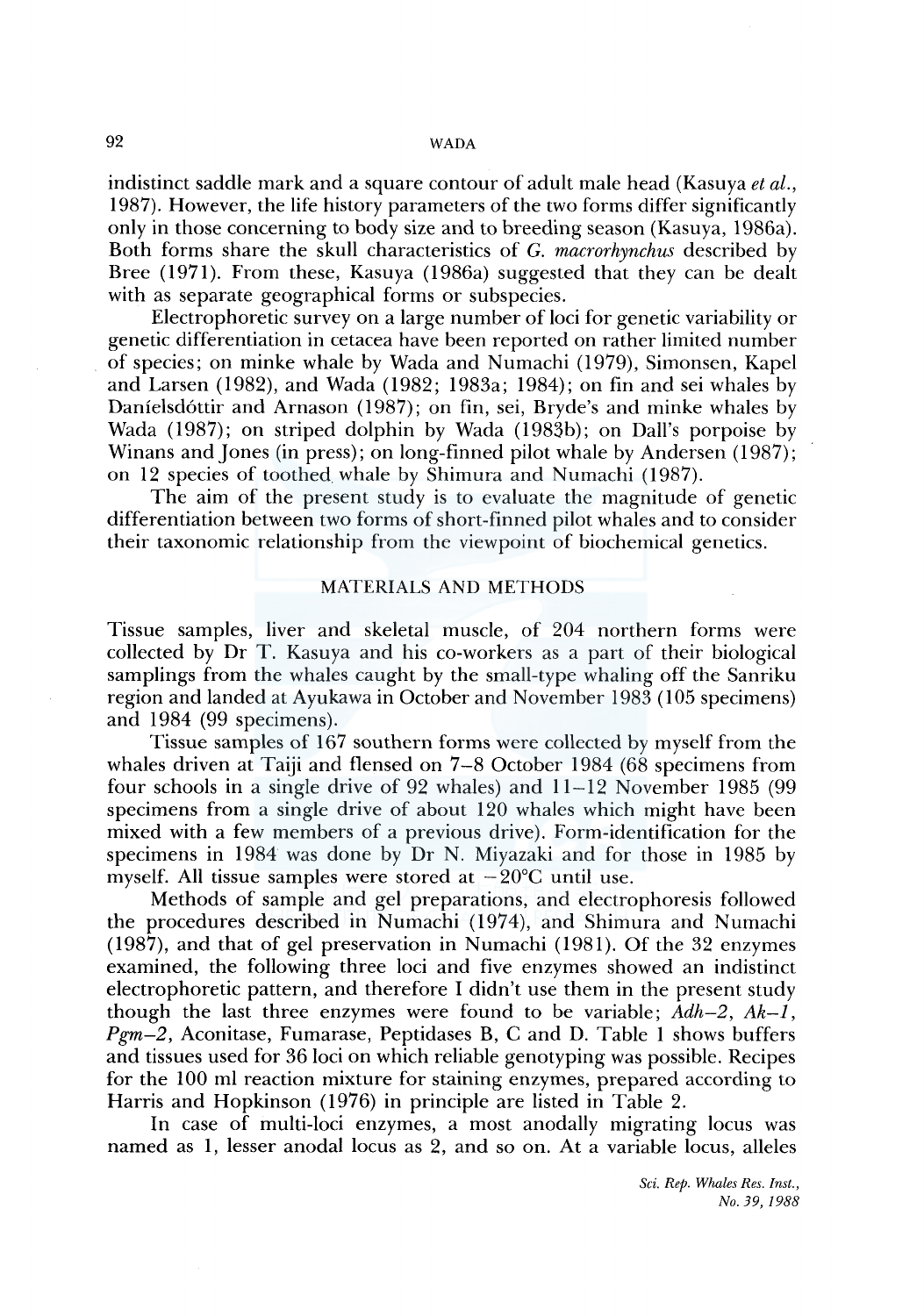indistinct saddle mark and a square contour of adult male head (Kasuya *et al.*, 1987). However, the life history parameters of the two forms differ significantly only in those concerning to body size and to breeding season (Kasuya, 1986a). Both forms share the skull characteristics of *G. macrorhynchus* described by Bree (1971). From these, Kasuya (1986a) suggested that they can be dealt with as separate geographical forms or subspecies.

Electrophoretic survey on a large number of loci for genetic variability or genetic differentiation in cetacea have been reported on rather limited number of species; on minke whale by Wada and Numachi (1979), Simonsen, Kapel and Larsen (1982), and Wada (1982; 1983a; 1984); on fin and sei whales by Daníelsdóttir and Arnason (1987); on fin, sei, Bryde's and minke whales by Wada (1987); on striped dolphin by Wada (1983b); on Dall's porpoise by Winans and Jones (in press); on long-finned pilot whale by Andersen (1987); on 12 species of toothed whale by Shimura and Numachi (1987).

The aim of the present study is to evaluate the magnitude of genetic differentiation between two forms of short-finned pilot whales and to consider their taxonomic relationship from the viewpoint of biochemical genetics.

## MATERIALS AND METHODS

Tissue samples, liver and skeletal muscle, of 204 northern forms were collected by Dr T. Kasuya and his co-workers as a part of their biological samplings from the whales caught by the small-type whaling off the Sanriku region and landed at Ayukawa in October and November 1983 (105 specimens) and 1984 (99 specimens).

Tissue samples of 167 southern forms were collected by myself from the whales driven at Taiji and flensed on 7–8 October 1984 (68 specimens from four schools in a single drive of 92 whales) and 11–12 November 1985 (99 specimens from a single drive of about 120 whales which might have been mixed with a few members of a previous drive). Form-identification for the specimens in 1984 was done by Dr N. Miyazaki and for those in 1985 by myself. All tissue samples were stored at $-20°C$ until use.

Methods of sample and gel preparations, and electrophoresis followed the procedures described in Numachi (1974), and Shimura and Numachi (1987), and that of gel preservation in Numachi (1981). Of the 32 enzymes examined, the following three loci and five enzymes showed an indistinct electrophoretic pattern, and therefore I didn't use them in the present study though the last three enzymes were found to be variable; *Adh–2*, *Ak–1*, *Pgm–2*, Aconitase, Fumarase, Peptidases B, C and D. Table 1 shows buffers and tissues used for 36 loci on which reliable genotyping was possible. Recipes for the 100 ml reaction mixture for staining enzymes, prepared according to Harris and Hopkinson (1976) in principle are listed in Table 2.

In case of multi-loci enzymes, a most anodally migrating locus was named as 1, lesser anodal locus as 2, and so on. At a variable locus, alleles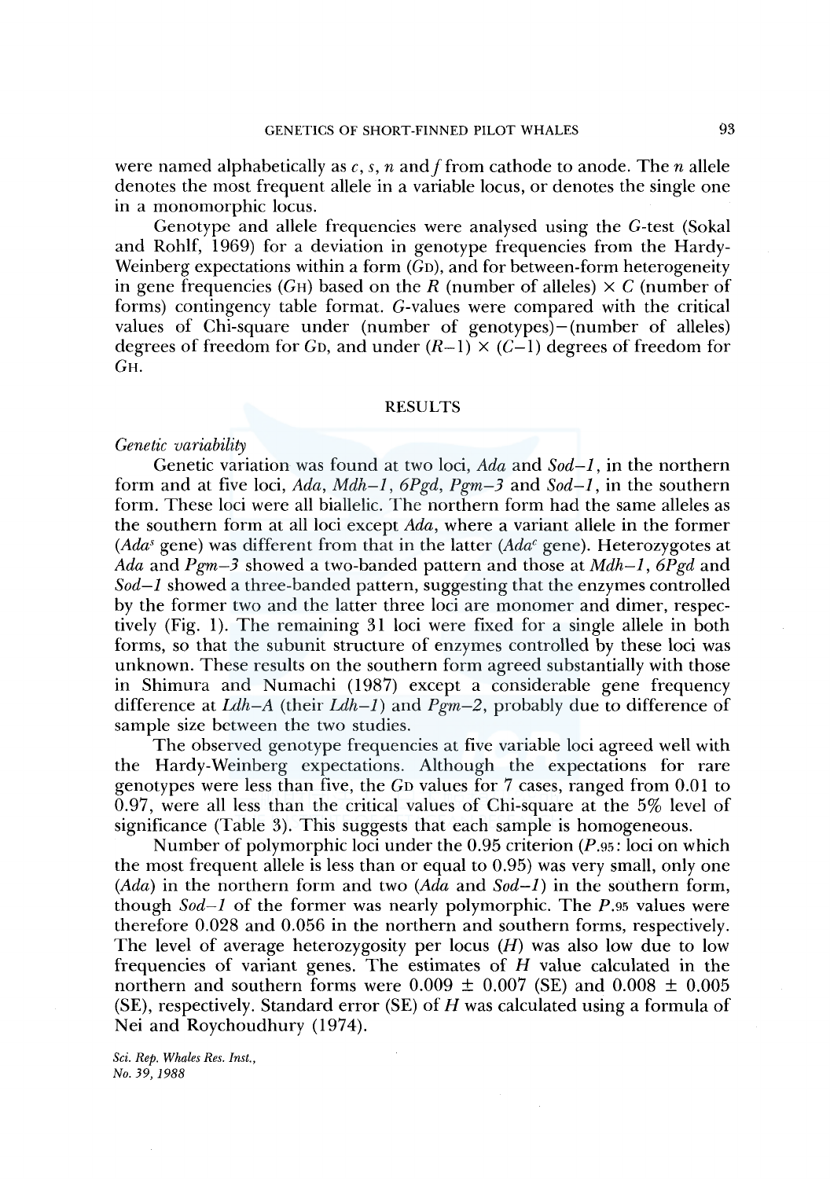were named alphabetically as *c*, *s*, *n* and *f* from cathode to anode. The *n* allele denotes the most frequent allele in a variable locus, or denotes the single one in a monomorphic locus.

Genotype and allele frequencies were analysed using the *G*-test (Sokal and Rohlf, 1969) for a deviation in genotype frequencies from the Hardy-Weinberg expectations within a form ($G_D$), and for between-form heterogeneity in gene frequencies ($G_H$) based on the *R* (number of alleles) × *C* (number of forms) contingency table format. *G*-values were compared with the critical values of Chi-square under (number of genotypes)−(number of alleles) degrees of freedom for $G_D$, and under $(R-1) \times (C-1)$ degrees of freedom for $G_H$.

## RESULTS

### *Genetic variability*

Genetic variation was found at two loci, *Ada* and *Sod–1*, in the northern form and at five loci, *Ada*, *Mdh–1*, *6Pgd*, *Pgm–3* and *Sod–1*, in the southern form. These loci were all biallelic. The northern form had the same alleles as the southern form at all loci except *Ada*, where a variant allele in the former ($Ada^s$ gene) was different from that in the latter ($Ada^c$ gene). Heterozygotes at *Ada* and *Pgm–3* showed a two-banded pattern and those at *Mdh–1*, *6Pgd* and *Sod–1* showed a three-banded pattern, suggesting that the enzymes controlled by the former two and the latter three loci are monomer and dimer, respectively (Fig. 1). The remaining 31 loci were fixed for a single allele in both forms, so that the subunit structure of enzymes controlled by these loci was unknown. These results on the southern form agreed substantially with those in Shimura and Numachi (1987) except a considerable gene frequency difference at *Ldh–A* (their *Ldh–1*) and *Pgm–2*, probably due to difference of sample size between the two studies.

The observed genotype frequencies at five variable loci agreed well with the Hardy-Weinberg expectations. Although the expectations for rare genotypes were less than five, the $G_D$ values for 7 cases, ranged from 0.01 to 0.97, were all less than the critical values of Chi-square at the 5% level of significance (Table 3). This suggests that each sample is homogeneous.

Number of polymorphic loci under the 0.95 criterion ($P_{.95}$: loci on which the most frequent allele is less than or equal to 0.95) was very small, only one (*Ada*) in the northern form and two (*Ada* and *Sod–1*) in the southern form, though *Sod–1* of the former was nearly polymorphic. The $P_{.95}$ values were therefore 0.028 and 0.056 in the northern and southern forms, respectively. The level of average heterozygosity per locus (*H*) was also low due to low frequencies of variant genes. The estimates of *H* value calculated in the northern and southern forms were $0.009 \pm 0.007$ (SE) and $0.008 \pm 0.005$ (SE), respectively. Standard error (SE) of *H* was calculated using a formula of Nei and Roychoudhury (1974).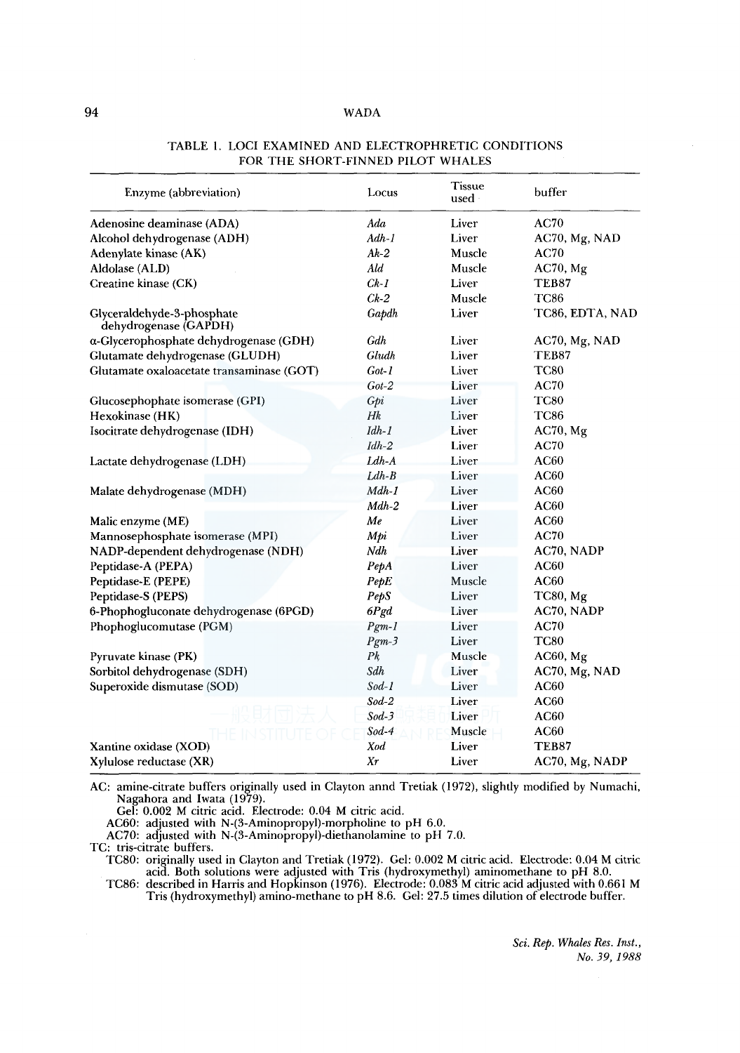TABLE 1. LOCI EXAMINED AND ELECTROPHRETIC CONDITIONS FOR THE SHORT-FINNED PILOT WHALES

| Enzyme (abbreviation) | Locus | Tissue used | buffer |
|---|---|---|---|
| Adenosine deaminase (ADA) | *Ada* | Liver | AC70 |
| Alcohol dehydrogenase (ADH) | *Adh-1* | Liver | AC70, Mg, NAD |
| Adenylate kinase (AK) | *Ak-2* | Muscle | AC70 |
| Aldolase (ALD) | *Ald* | Muscle | AC70, Mg |
| Creatine kinase (CK) | *Ck-1* | Liver | TEB87 |
| | *Ck-2* | Muscle | TC86 |
| Glyceraldehyde-3-phosphate dehydrogenase (GAPDH) | *Gapdh* | Liver | TC86, EDTA, NAD |
| α-Glycerophosphate dehydrogenase (GDH) | *Gdh* | Liver | AC70, Mg, NAD |
| Glutamate dehydrogenase (GLUDH) | *Gludh* | Liver | TEB87 |
| Glutamate oxaloacetate transaminase (GOT) | *Got-1* | Liver | TC80 |
| | *Got-2* | Liver | AC70 |
| Glucosephophate isomerase (GPI) | *Gpi* | Liver | TC80 |
| Hexokinase (HK) | *Hk* | Liver | TC86 |
| Isocitrate dehydrogenase (IDH) | *Idh-1* | Liver | AC70, Mg |
| | *Idh-2* | Liver | AC70 |
| Lactate dehydrogenase (LDH) | *Ldh-A* | Liver | AC60 |
| | *Ldh-B* | Liver | AC60 |
| Malate dehydrogenase (MDH) | *Mdh-1* | Liver | AC60 |
| | *Mdh-2* | Liver | AC60 |
| Malic enzyme (ME) | *Me* | Liver | AC60 |
| Mannosephosphate isomerase (MPI) | *Mpi* | Liver | AC70 |
| NADP-dependent dehydrogenase (NDH) | *Ndh* | Liver | AC70, NADP |
| Peptidase-A (PEPA) | *PepA* | Liver | AC60 |
| Peptidase-E (PEPE) | *PepE* | Muscle | AC60 |
| Peptidase-S (PEPS) | *PepS* | Liver | TC80, Mg |
| 6-Phophogluconate dehydrogenase (6PGD) | *6Pgd* | Liver | AC70, NADP |
| Phophoglucomutase (PGM) | *Pgm-1* | Liver | AC70 |
| | *Pgm-3* | Liver | TC80 |
| Pyruvate kinase (PK) | *Pk* | Muscle | AC60, Mg |
| Sorbitol dehydrogenase (SDH) | *Sdh* | Liver | AC70, Mg, NAD |
| Superoxide dismutase (SOD) | *Sod-1* | Liver | AC60 |
| | *Sod-2* | Liver | AC60 |
| | *Sod-3* | Liver | AC60 |
| | *Sod-4* | Muscle | AC60 |
| Xantine oxidase (XOD) | *Xod* | Liver | TEB87 |
| Xylulose reductase (XR) | *Xr* | Liver | AC70, Mg, NADP |

AC: amine-citrate buffers originally used in Clayton annd Tretiak (1972), slightly modified by Numachi, Nagahora and Iwata (1979).
Gel: 0.002 M citric acid. Electrode: 0.04 M citric acid.
AC60: adjusted with N-(3-Aminopropyl)-morpholine to pH 6.0.
AC70: adjusted with N-(3-Aminopropyl)-diethanolamine to pH 7.0.

TC: tris-citrate buffers.
TC80: originally used in Clayton and Tretiak (1972). Gel: 0.002 M citric acid. Electrode: 0.04 M citric acid. Both solutions were adjusted with Tris (hydroxymethyl) aminomethane to pH 8.0.
TC86: described in Harris and Hopkinson (1976). Electrode: 0.083 M citric acid adjusted with 0.661 M Tris (hydroxymethyl) amino-methane to pH 8.6. Gel: 27.5 times dilution of electrode buffer.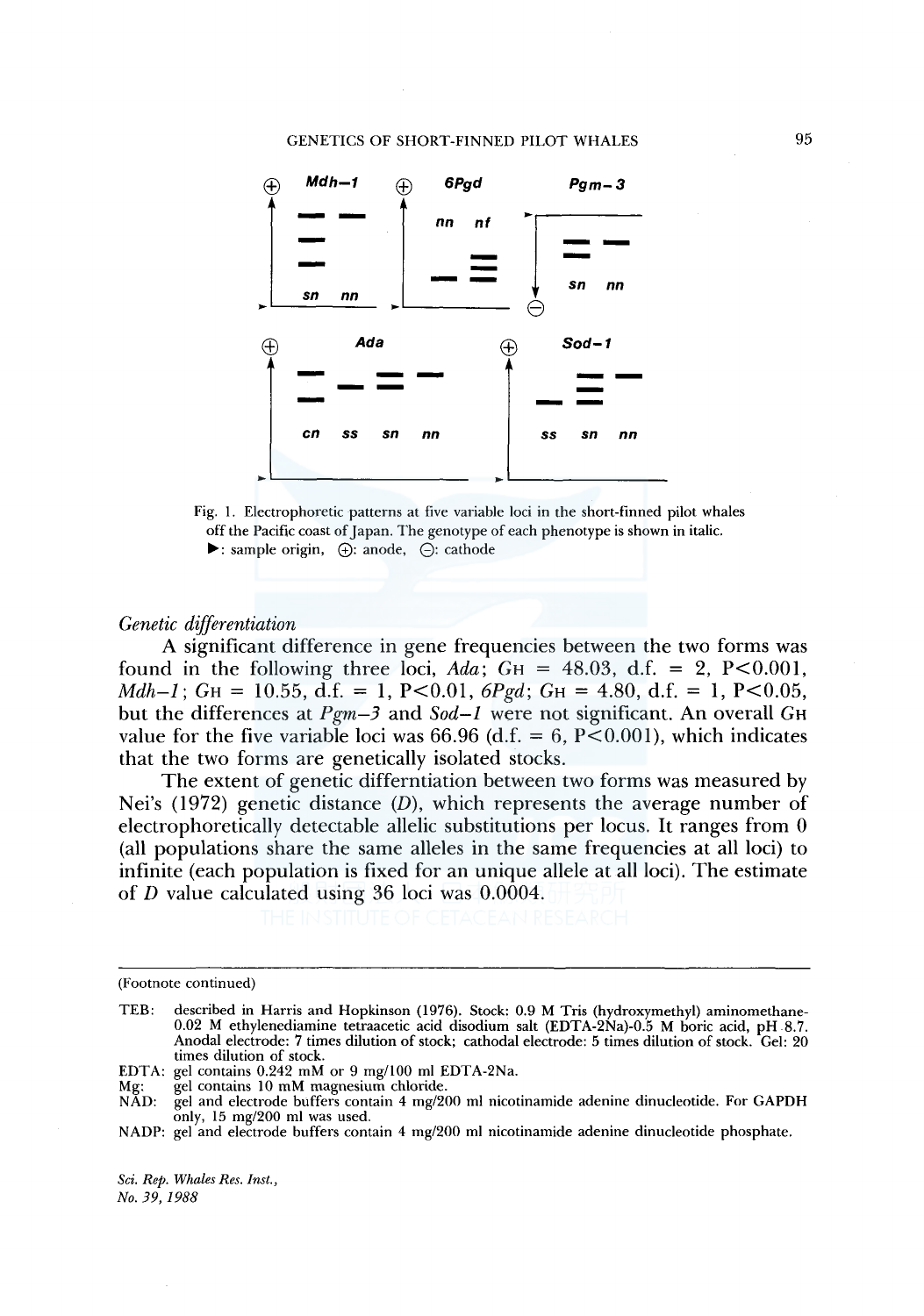Fig. 1. Electrophoretic patterns at five variable loci in the short-finned pilot whales off the Pacific coast of Japan. The genotype of each phenotype is shown in italic. ▶: sample origin, ⊕: anode, ⊖: cathode

*Genetic differentiation*

A significant difference in gene frequencies between the two forms was found in the following three loci, *Ada*; $G_H$ = 48.03, d.f. = 2, P<0.001, *Mdh–1*; $G_H$ = 10.55, d.f. = 1, P<0.01, *6Pgd*; $G_H$ = 4.80, d.f. = 1, P<0.05, but the differences at *Pgm–3* and *Sod–1* were not significant. An overall $G_H$ value for the five variable loci was 66.96 (d.f. = 6, P<0.001), which indicates that the two forms are genetically isolated stocks.

The extent of genetic differntiation between two forms was measured by Nei's (1972) genetic distance (*D*), which represents the average number of electrophoretically detectable allelic substitutions per locus. It ranges from 0 (all populations share the same alleles in the same frequencies at all loci) to infinite (each population is fixed for an unique allele at all loci). The estimate of *D* value calculated using 36 loci was 0.0004.

(Footnote continued)

TEB: described in Harris and Hopkinson (1976). Stock: 0.9 M Tris (hydroxymethyl) aminomethane-0.02 M ethylenediamine tetraacetic acid disodium salt (EDTA-2Na)-0.5 M boric acid, pH 8.7. Anodal electrode: 7 times dilution of stock; cathodal electrode: 5 times dilution of stock. Gel: 20 times dilution of stock.

EDTA: gel contains 0.242 mM or 9 mg/100 ml EDTA-2Na.

Mg: gel contains 10 mM magnesium chloride.

NAD: gel and electrode buffers contain 4 mg/200 ml nicotinamide adenine dinucleotide. For GAPDH only, 15 mg/200 ml was used.

NADP: gel and electrode buffers contain 4 mg/200 ml nicotinamide adenine dinucleotide phosphate.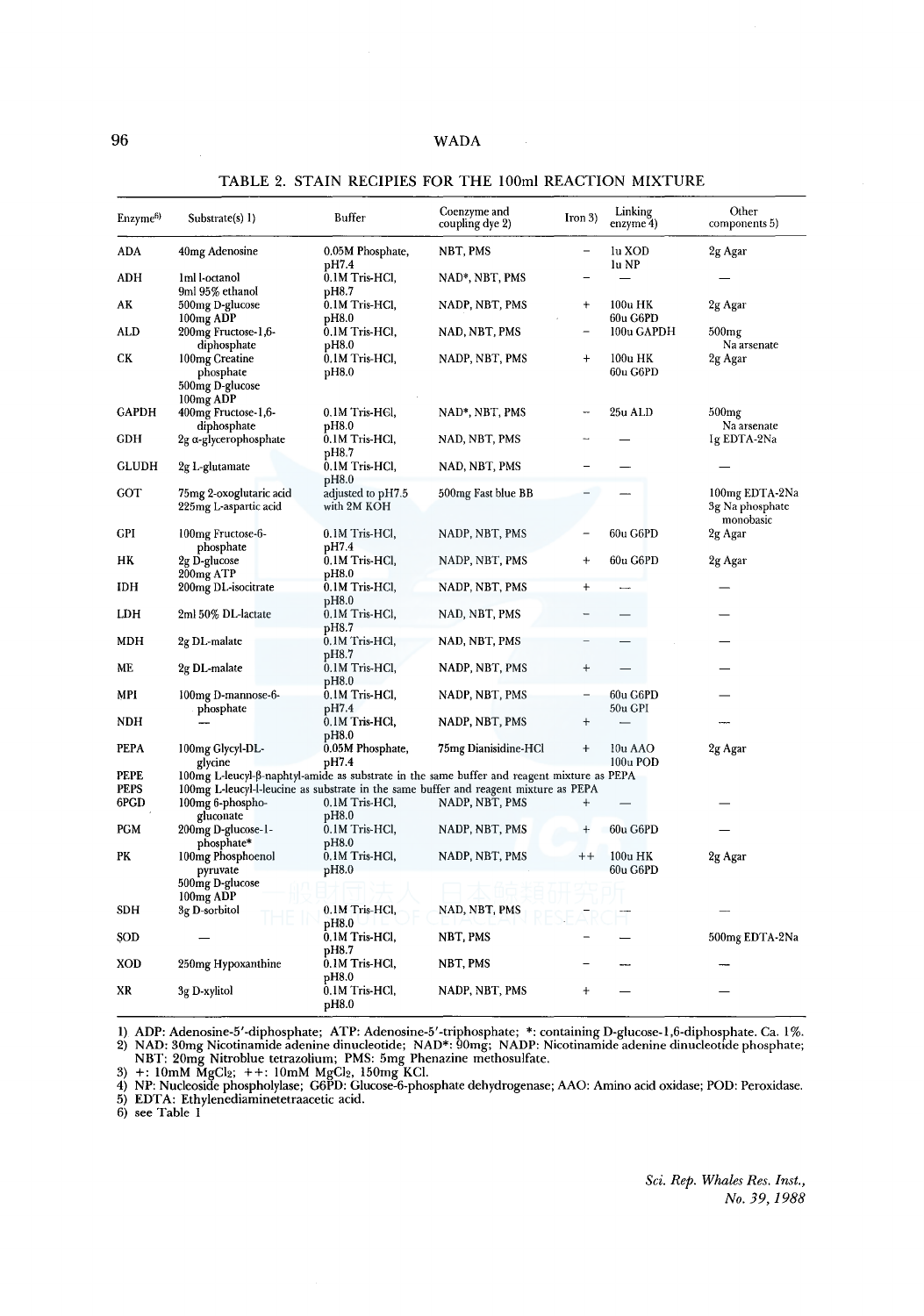TABLE 2. STAIN RECIPIES FOR THE 100ml REACTION MIXTURE

| Enzyme[6)] | Substrate(s) 1) | Buffer | Coenzyme and coupling dye 2) | Iron 3) | Linking enzyme 4) | Other components 5) |
|---|---|---|---|---|---|---|
| ADA | 40mg Adenosine | 0.05M Phosphate, pH7.4 | NBT, PMS | − | 1u XOD 1u NP | 2g Agar |
| ADH | 1ml l-octanol 9ml 95% ethanol | 0.1M Tris-HCl, pH8.7 | NAD*, NBT, PMS | − | — | — |
| AK | 500mg D-glucose 100mg ADP | 0.1M Tris-HCl, pH8.0 | NADP, NBT, PMS | + | 100u HK 60u G6PD | 2g Agar |
| ALD | 200mg Fructose-1,6-diphosphate | 0.1M Tris-HCl, pH8.0 | NAD, NBT, PMS | − | 100u GAPDH | 500mg Na arsenate |
| CK | 100mg Creatine phosphate 500mg D-glucose 100mg ADP | 0.1M Tris-HCl, pH8.0 | NADP, NBT, PMS | + | 100u HK 60u G6PD | 2g Agar |
| GAPDH | 400mg Fructose-1,6-diphosphate | 0.1M Tris-HCl, pH8.0 | NAD*, NBT, PMS | − | 25u ALD | 500mg Na arsenate |
| GDH | 2g α-glycerophosphate | 0.1M Tris-HCl, pH8.7 | NAD, NBT, PMS | − | — | 1g EDTA-2Na |
| GLUDH | 2g L-glutamate | 0.1M Tris-HCl, pH8.0 | NAD, NBT, PMS | − | — | — |
| GOT | 75mg 2-oxoglutaric acid 225mg L-aspartic acid | adjusted to pH7.5 with 2M KOH | 500mg Fast blue BB | − | — | 100mg EDTA-2Na 3g Na phosphate monobasic |
| GPI | 100mg Fructose-6-phosphate | 0.1M Tris-HCl, pH7.4 | NADP, NBT, PMS | − | 60u G6PD | 2g Agar |
| HK | 2g D-glucose 200mg ATP | 0.1M Tris-HCl, pH8.0 | NADP, NBT, PMS | + | 60u G6PD | 2g Agar |
| IDH | 200mg DL-isocitrate | 0.1M Tris-HCl, pH8.0 | NADP, NBT, PMS | + | — | — |
| LDH | 2ml 50% DL-lactate | 0.1M Tris-HCl, pH8.7 | NAD, NBT, PMS | − | — | — |
| MDH | 2g DL-malate | 0.1M Tris-HCl, pH8.7 | NAD, NBT, PMS | − | — | — |
| ME | 2g DL-malate | 0.1M Tris-HCl, pH8.0 | NADP, NBT, PMS | + | — | — |
| MPI | 100mg D-mannose-6-phosphate | 0.1M Tris-HCl, pH7.4 | NADP, NBT, PMS | − | 60u G6PD 50u GPI | — |
| NDH | — | 0.1M Tris-HCl, pH8.0 | NADP, NBT, PMS | + | — | — |
| PEPA | 100mg Glycyl-DL-glycine | 0.05M Phosphate, pH7.4 | 75mg Dianisidine-HCl | + | 10u AAO 100u POD | 2g Agar |
| PEPE | 100mg L-leucyl-β-naphtyl-amide as substrate in the same buffer and reagent mixture as PEPA | | | | | |
| PEPS | 100mg L-leucyl-l-leucine as substrate in the same buffer and reagent mixture as PEPA | | | | | |
| 6PGD | 100mg 6-phospho-gluconate | 0.1M Tris-HCl, pH8.0 | NADP, NBT, PMS | + | — | — |
| PGM | 200mg D-glucose-1-phosphate* | 0.1M Tris-HCl, pH8.0 | NADP, NBT, PMS | + | 60u G6PD | — |
| PK | 100mg Phosphoenol pyruvate 500mg D-glucose 100mg ADP | 0.1M Tris-HCl, pH8.0 | NADP, NBT, PMS | ++ | 100u HK 60u G6PD | 2g Agar |
| SDH | 3g D-sorbitol | 0.1M Tris-HCl, pH8.0 | NAD, NBT, PMS | − | — | — |
| SOD | — | 0.1M Tris-HCl, pH8.7 | NBT, PMS | − | — | 500mg EDTA-2Na |
| XOD | 250mg Hypoxanthine | 0.1M Tris-HCl, pH8.0 | NBT, PMS | − | — | — |
| XR | 3g D-xylitol | 0.1M Tris-HCl, pH8.0 | NADP, NBT, PMS | + | — | — |

1) ADP: Adenosine-5'-diphosphate; ATP: Adenosine-5'-triphosphate; *: containing D-glucose-1,6-diphosphate. Ca. 1%.
2) NAD: 30mg Nicotinamide adenine dinucleotide; NAD*: 90mg; NADP: Nicotinamide adenine dinucleotide phosphate; NBT: 20mg Nitroblue tetrazolium; PMS: 5mg Phenazine methosulfate.
3) +: 10mM $MgCl_2$; ++: 10mM $MgCl_2$, 150mg KCl.
4) NP: Nucleoside pholpholyase; G6PD: Glucose-6-phosphate dehydrogenase; AAO: Amino acid oxidase; POD: Peroxidase.
5) EDTA: Ethylenediaminetetraacetic acid.
6) see Table 1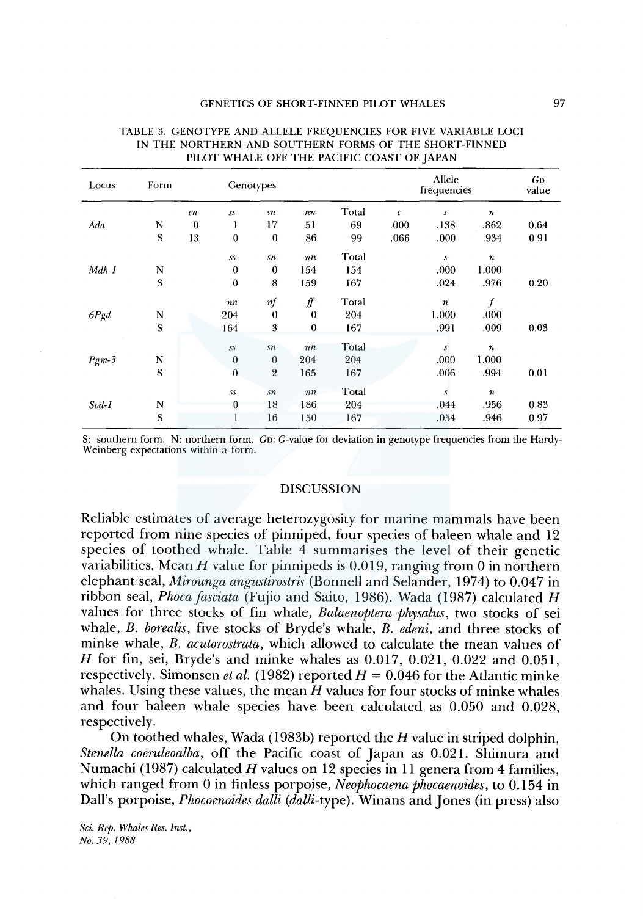TABLE 3. GENOTYPE AND ALLELE FREQUENCIES FOR FIVE VARIABLE LOCI IN THE NORTHERN AND SOUTHERN FORMS OF THE SHORT-FINNED PILOT WHALE OFF THE PACIFIC COAST OF JAPAN

| Locus | Form | Genotypes | | | | | Allele frequencies | | | $G_D$ value |
|---|---|---|---|---|---|---|---|---|---|---|
| | | *cn* | *ss* | *sn* | *nn* | Total | *c* | *s* | *n* | |
| *Ada* | N | 0 | 1 | 17 | 51 | 69 | .000 | .138 | .862 | 0.64 |
| | S | 13 | 0 | 0 | 86 | 99 | .066 | .000 | .934 | 0.91 |
| | | | *ss* | *sn* | *nn* | Total | | *s* | *n* | |
| *Mdh-1* | N | | 0 | 0 | 154 | 154 | | .000 | 1.000 | |
| | S | | 0 | 8 | 159 | 167 | | .024 | .976 | 0.20 |
| | | | *nn* | *nf* | *ff* | Total | | *n* | *f* | |
| *6Pgd* | N | | 204 | 0 | 0 | 204 | | 1.000 | .000 | |
| | S | | 164 | 3 | 0 | 167 | | .991 | .009 | 0.03 |
| | | | *ss* | *sn* | *nn* | Total | | *s* | *n* | |
| *Pgm-3* | N | | 0 | 0 | 204 | 204 | | .000 | 1.000 | |
| | S | | 0 | 2 | 165 | 167 | | .006 | .994 | 0.01 |
| | | | *ss* | *sn* | *nn* | Total | | *s* | *n* | |
| *Sod-1* | N | | 0 | 18 | 186 | 204 | | .044 | .956 | 0.83 |
| | S | | 1 | 16 | 150 | 167 | | .054 | .946 | 0.97 |

S: southern form. N: northern form. $G_D$: *G*-value for deviation in genotype frequencies from the Hardy-Weinberg expectations within a form.

## DISCUSSION

Reliable estimates of average heterozygosity for marine mammals have been reported from nine species of pinniped, four species of baleen whale and 12 species of toothed whale. Table 4 summarises the level of their genetic variabilities. Mean *H* value for pinnipeds is 0.019, ranging from 0 in northern elephant seal, *Mirounga angustirostris* (Bonnell and Selander, 1974) to 0.047 in ribbon seal, *Phoca fasciata* (Fujio and Saito, 1986). Wada (1987) calculated *H* values for three stocks of fin whale, *Balaenoptera physalus*, two stocks of sei whale, *B. borealis*, five stocks of Bryde's whale, *B. edeni*, and three stocks of minke whale, *B. acutorostrata*, which allowed to calculate the mean values of *H* for fin, sei, Bryde's and minke whales as 0.017, 0.021, 0.022 and 0.051, respectively. Simonsen *et al.* (1982) reported $H = 0.046$ for the Atlantic minke whales. Using these values, the mean *H* values for four stocks of minke whales and four baleen whale species have been calculated as 0.050 and 0.028, respectively.

On toothed whales, Wada (1983b) reported the *H* value in striped dolphin, *Stenella coeruleoalba*, off the Pacific coast of Japan as 0.021. Shimura and Numachi (1987) calculated *H* values on 12 species in 11 genera from 4 families, which ranged from 0 in finless porpoise, *Neophocaena phocaenoides*, to 0.154 in Dall's porpoise, *Phocoenoides dalli* (*dalli*-type). Winans and Jones (in press) also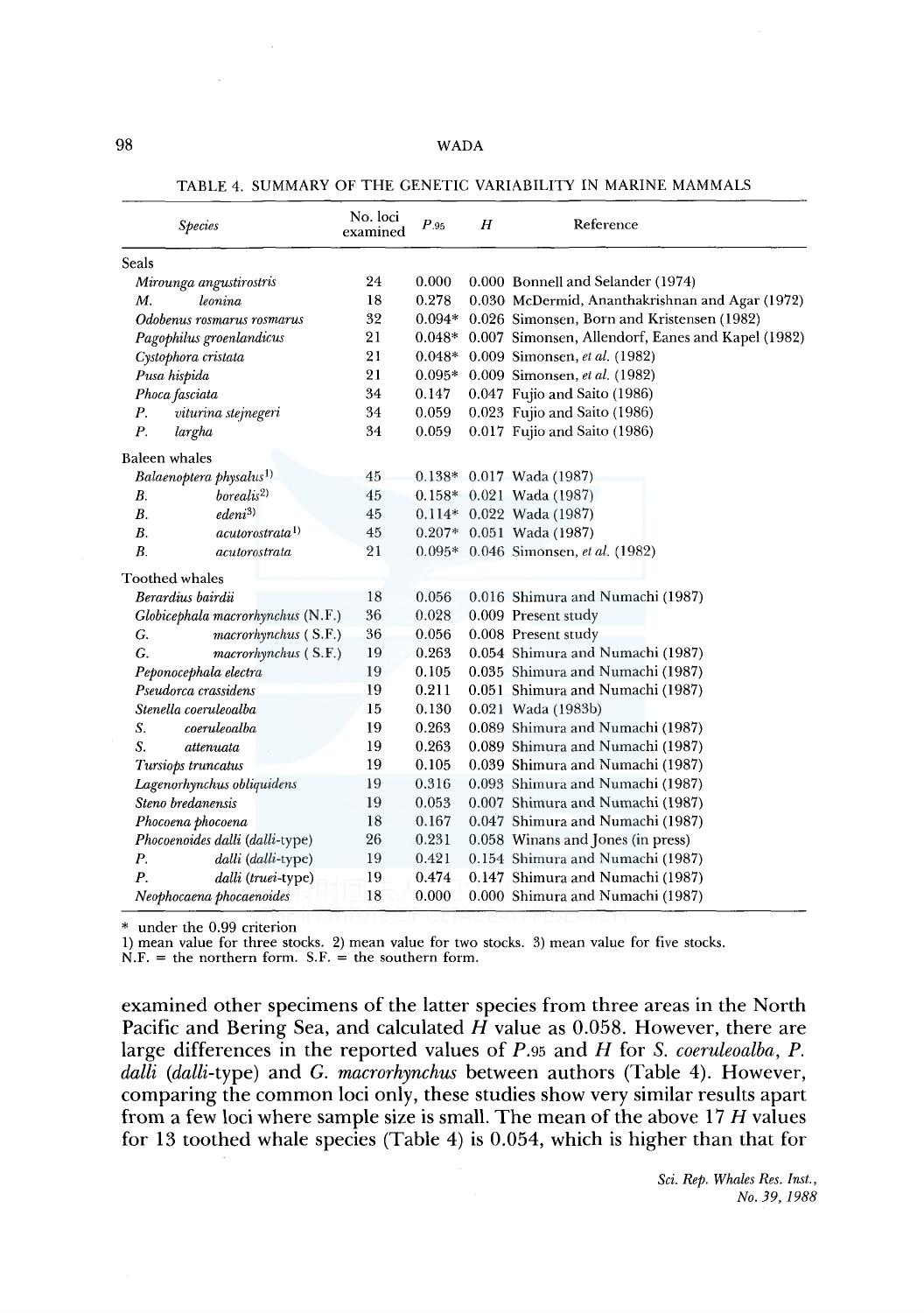TABLE 4. SUMMARY OF THE GENETIC VARIABILITY IN MARINE MAMMALS

| Species | No. loci examined | $P_{.95}$ | $H$ | Reference |
|---|---|---|---|---|
| Seals | | | | |
| *Mirounga angustirostris* | 24 | 0.000 | 0.000 | Bonnell and Selander (1974) |
| *M. leonina* | 18 | 0.278 | 0.030 | McDermid, Ananthakrishnan and Agar (1972) |
| *Odobenus rosmarus rosmarus* | 32 | 0.094* | 0.026 | Simonsen, Born and Kristensen (1982) |
| *Pagophilus groenlandicus* | 21 | 0.048* | 0.007 | Simonsen, Allendorf, Eanes and Kapel (1982) |
| *Cystophora cristata* | 21 | 0.048* | 0.009 | Simonsen, *et al.* (1982) |
| *Pusa hispida* | 21 | 0.095* | 0.009 | Simonsen, *et al.* (1982) |
| *Phoca fasciata* | 34 | 0.147 | 0.047 | Fujio and Saito (1986) |
| *P. viturina stejnegeri* | 34 | 0.059 | 0.023 | Fujio and Saito (1986) |
| *P. largha* | 34 | 0.059 | 0.017 | Fujio and Saito (1986) |
| Baleen whales | | | | |
| *Balaenoptera physalus*[1)] | 45 | 0.138* | 0.017 | Wada (1987) |
| *B. borealis*[2)] | 45 | 0.158* | 0.021 | Wada (1987) |
| *B. edeni*[3)] | 45 | 0.114* | 0.022 | Wada (1987) |
| *B. acutorostrata*[1)] | 45 | 0.207* | 0.051 | Wada (1987) |
| *B. acutorostrata* | 21 | 0.095* | 0.046 | Simonsen, *et al.* (1982) |
| Toothed whales | | | | |
| *Berardius bairdii* | 18 | 0.056 | 0.016 | Shimura and Numachi (1987) |
| *Globicephala macrorhynchus* (N.F.) | 36 | 0.028 | 0.009 | Present study |
| *G. macrorhynchus* (S.F.) | 36 | 0.056 | 0.008 | Present study |
| *G. macrorhynchus* (S.F.) | 19 | 0.263 | 0.054 | Shimura and Numachi (1987) |
| *Peponocephala electra* | 19 | 0.105 | 0.035 | Shimura and Numachi (1987) |
| *Pseudorca crassidens* | 19 | 0.211 | 0.051 | Shimura and Numachi (1987) |
| *Stenella coeruleoalba* | 15 | 0.130 | 0.021 | Wada (1983b) |
| *S. coeruleoalba* | 19 | 0.263 | 0.089 | Shimura and Numachi (1987) |
| *S. attenuata* | 19 | 0.263 | 0.089 | Shimura and Numachi (1987) |
| *Tursiops truncatus* | 19 | 0.105 | 0.039 | Shimura and Numachi (1987) |
| *Lagenorhynchus obliquidens* | 19 | 0.316 | 0.093 | Shimura and Numachi (1987) |
| *Steno bredanensis* | 19 | 0.053 | 0.007 | Shimura and Numachi (1987) |
| *Phocoena phocoena* | 18 | 0.167 | 0.047 | Shimura and Numachi (1987) |
| *Phocoenoides dalli* (*dalli*-type) | 26 | 0.231 | 0.058 | Winans and Jones (in press) |
| *P. dalli* (*dalli*-type) | 19 | 0.421 | 0.154 | Shimura and Numachi (1987) |
| *P. dalli* (*truei*-type) | 19 | 0.474 | 0.147 | Shimura and Numachi (1987) |
| *Neophocaena phocaenoides* | 18 | 0.000 | 0.000 | Shimura and Numachi (1987) |

\* under the 0.99 criterion
1) mean value for three stocks. 2) mean value for two stocks. 3) mean value for five stocks.
N.F. = the northern form. S.F. = the southern form.

examined other specimens of the latter species from three areas in the North Pacific and Bering Sea, and calculated $H$ value as 0.058. However, there are large differences in the reported values of $P_{.95}$ and $H$ for *S. coeruleoalba*, *P. dalli* (*dalli*-type) and *G. macrorhynchus* between authors (Table 4). However, comparing the common loci only, these studies show very similar results apart from a few loci where sample size is small. The mean of the above 17 $H$ values for 13 toothed whale species (Table 4) is 0.054, which is higher than that for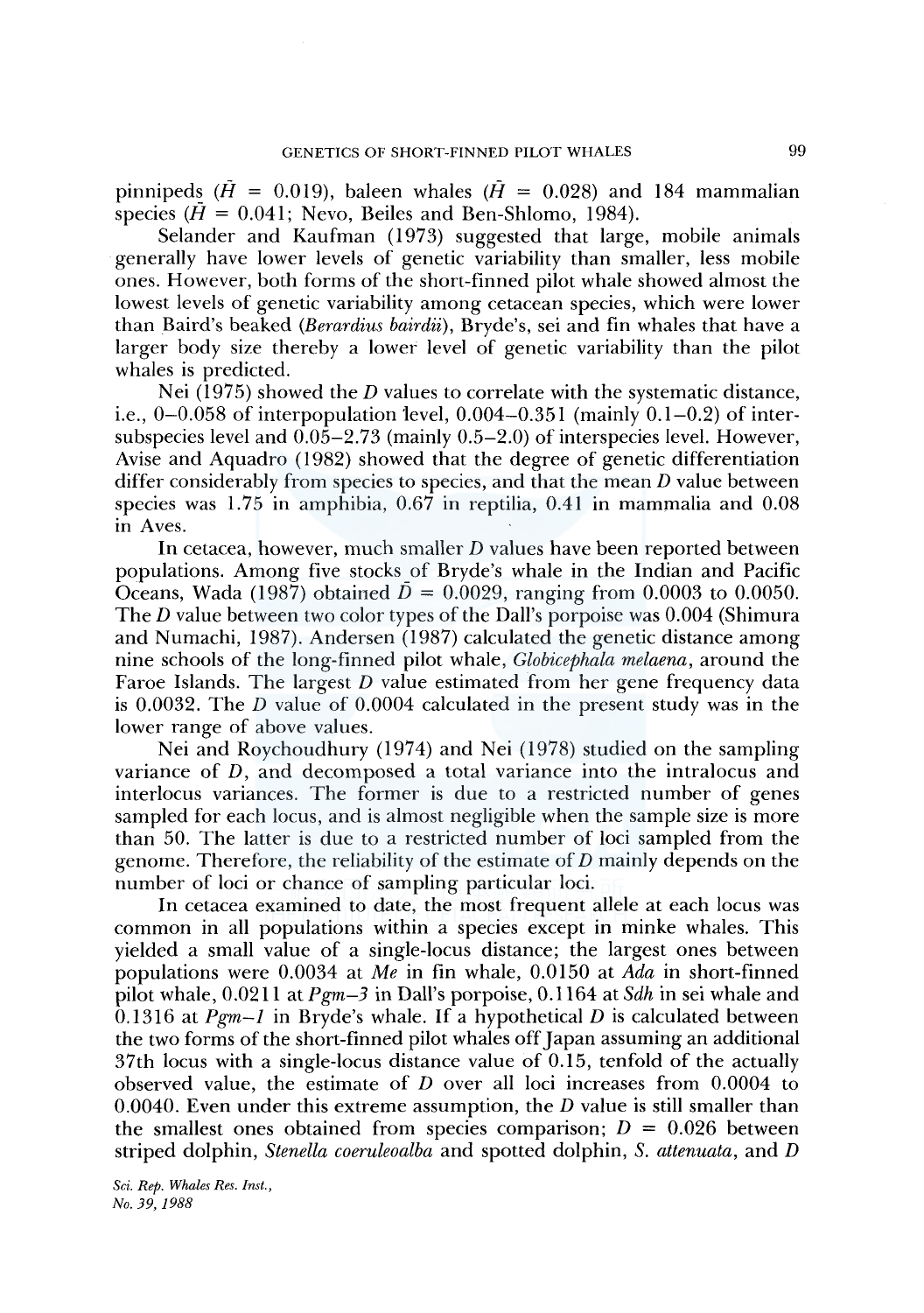pinnipeds ($\bar{H}$ = 0.019), baleen whales ($\bar{H}$ = 0.028) and 184 mammalian species ($\bar{H}$ = 0.041; Nevo, Beiles and Ben-Shlomo, 1984).

Selander and Kaufman (1973) suggested that large, mobile animals generally have lower levels of genetic variability than smaller, less mobile ones. However, both forms of the short-finned pilot whale showed almost the lowest levels of genetic variability among cetacean species, which were lower than Baird's beaked (*Berardius bairdii*), Bryde's, sei and fin whales that have a larger body size thereby a lower level of genetic variability than the pilot whales is predicted.

Nei (1975) showed the *D* values to correlate with the systematic distance, i.e., 0–0.058 of interpopulation level, 0.004–0.351 (mainly 0.1–0.2) of inter-subspecies level and 0.05–2.73 (mainly 0.5–2.0) of interspecies level. However, Avise and Aquadro (1982) showed that the degree of genetic differentiation differ considerably from species to species, and that the mean *D* value between species was 1.75 in amphibia, 0.67 in reptilia, 0.41 in mammalia and 0.08 in Aves.

In cetacea, however, much smaller *D* values have been reported between populations. Among five stocks of Bryde's whale in the Indian and Pacific Oceans, Wada (1987) obtained $\bar{D}$ = 0.0029, ranging from 0.0003 to 0.0050. The *D* value between two color types of the Dall's porpoise was 0.004 (Shimura and Numachi, 1987). Andersen (1987) calculated the genetic distance among nine schools of the long-finned pilot whale, *Globicephala melaena*, around the Faroe Islands. The largest *D* value estimated from her gene frequency data is 0.0032. The *D* value of 0.0004 calculated in the present study was in the lower range of above values.

Nei and Roychoudhury (1974) and Nei (1978) studied on the sampling variance of *D*, and decomposed a total variance into the intralocus and interlocus variances. The former is due to a restricted number of genes sampled for each locus, and is almost negligible when the sample size is more than 50. The latter is due to a restricted number of loci sampled from the genome. Therefore, the reliability of the estimate of *D* mainly depends on the number of loci or chance of sampling particular loci.

In cetacea examined to date, the most frequent allele at each locus was common in all populations within a species except in minke whales. This yielded a small value of a single-locus distance; the largest ones between populations were 0.0034 at *Me* in fin whale, 0.0150 at *Ada* in short-finned pilot whale, 0.0211 at *Pgm–3* in Dall's porpoise, 0.1164 at *Sdh* in sei whale and 0.1316 at *Pgm–1* in Bryde's whale. If a hypothetical *D* is calculated between the two forms of the short-finned pilot whales off Japan assuming an additional 37th locus with a single-locus distance value of 0.15, tenfold of the actually observed value, the estimate of *D* over all loci increases from 0.0004 to 0.0040. Even under this extreme assumption, the *D* value is still smaller than the smallest ones obtained from species comparison; *D* = 0.026 between striped dolphin, *Stenella coeruleoalba* and spotted dolphin, *S. attenuata*, and *D*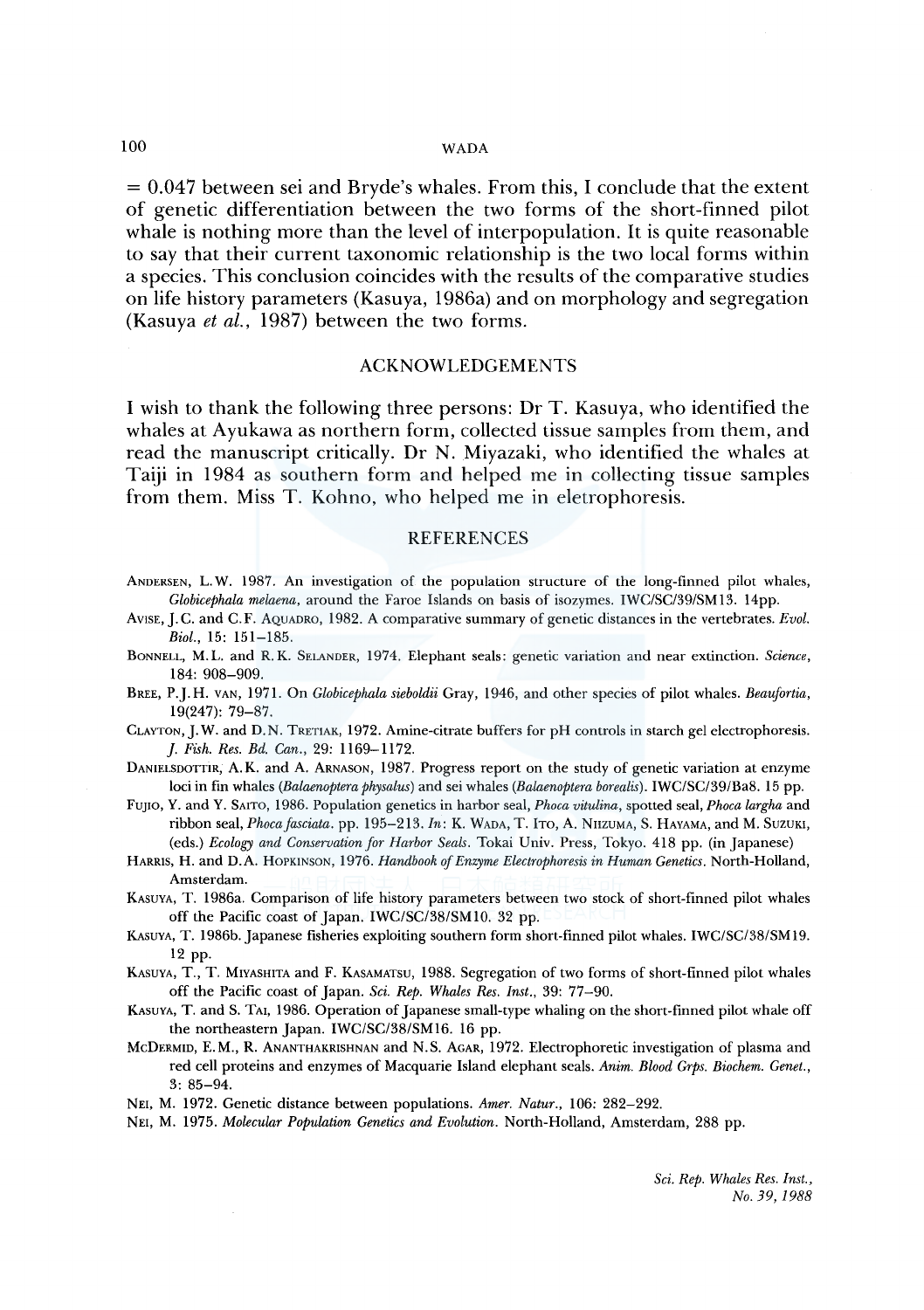= 0.047 between sei and Bryde's whales. From this, I conclude that the extent of genetic differentiation between the two forms of the short-finned pilot whale is nothing more than the level of interpopulation. It is quite reasonable to say that their current taxonomic relationship is the two local forms within a species. This conclusion coincides with the results of the comparative studies on life history parameters (Kasuya, 1986a) and on morphology and segregation (Kasuya *et al.*, 1987) between the two forms.

## ACKNOWLEDGEMENTS

I wish to thank the following three persons: Dr T. Kasuya, who identified the whales at Ayukawa as northern form, collected tissue samples from them, and read the manuscript critically. Dr N. Miyazaki, who identified the whales at Taiji in 1984 as southern form and helped me in collecting tissue samples from them. Miss T. Kohno, who helped me in eletrophoresis.

## REFERENCES

ANDERSEN, L.W. 1987. An investigation of the population structure of the long-finned pilot whales, *Globicephala melaena*, around the Faroe Islands on basis of isozymes. IWC/SC/39/SM13. 14pp.

AVISE, J.C. and C.F. AQUADRO, 1982. A comparative summary of genetic distances in the vertebrates. *Evol. Biol.*, 15: 151–185.

BONNELL, M.L. and R.K. SELANDER, 1974. Elephant seals: genetic variation and near extinction. *Science*, 184: 908–909.

BREE, P.J.H. VAN, 1971. On *Globicephala sieboldii* Gray, 1946, and other species of pilot whales. *Beaufortia*, 19(247): 79–87.

CLAYTON, J.W. and D.N. TRETIAK, 1972. Amine-citrate buffers for pH controls in starch gel electrophoresis. *J. Fish. Res. Bd. Can.*, 29: 1169–1172.

DANIELSDOTTIR, A.K. and A. ARNASON, 1987. Progress report on the study of genetic variation at enzyme loci in fin whales (*Balaenoptera physalus*) and sei whales (*Balaenoptera borealis*). IWC/SC/39/Ba8. 15 pp.

FUJIO, Y. and Y. SAITO, 1986. Population genetics in harbor seal, *Phoca vitulina*, spotted seal, *Phoca largha* and ribbon seal, *Phoca fasciata*. pp. 195–213. *In*: K. WADA, T. ITO, A. NIIZUMA, S. HAYAMA, and M. SUZUKI, (eds.) *Ecology and Conservation for Harbor Seals*. Tokai Univ. Press, Tokyo. 418 pp. (in Japanese)

HARRIS, H. and D.A. HOPKINSON, 1976. *Handbook of Enzyme Electrophoresis in Human Genetics*. North-Holland, Amsterdam.

KASUYA, T. 1986a. Comparison of life history parameters between two stock of short-finned pilot whales off the Pacific coast of Japan. IWC/SC/38/SM10. 32 pp.

KASUYA, T. 1986b. Japanese fisheries exploiting southern form short-finned pilot whales. IWC/SC/38/SM19. 12 pp.

KASUYA, T., T. MIYASHITA and F. KASAMATSU, 1988. Segregation of two forms of short-finned pilot whales off the Pacific coast of Japan. *Sci. Rep. Whales Res. Inst.*, 39: 77–90.

KASUYA, T. and S. TAI, 1986. Operation of Japanese small-type whaling on the short-finned pilot whale off the northeastern Japan. IWC/SC/38/SM16. 16 pp.

MCDERMID, E.M., R. ANANTHAKRISHNAN and N.S. AGAR, 1972. Electrophoretic investigation of plasma and red cell proteins and enzymes of Macquarie Island elephant seals. *Anim. Blood Grps. Biochem. Genet.*, 3: 85–94.

NEI, M. 1972. Genetic distance between populations. *Amer. Natur.*, 106: 282–292.

NEI, M. 1975. *Molecular Population Genetics and Evolution*. North-Holland, Amsterdam, 288 pp.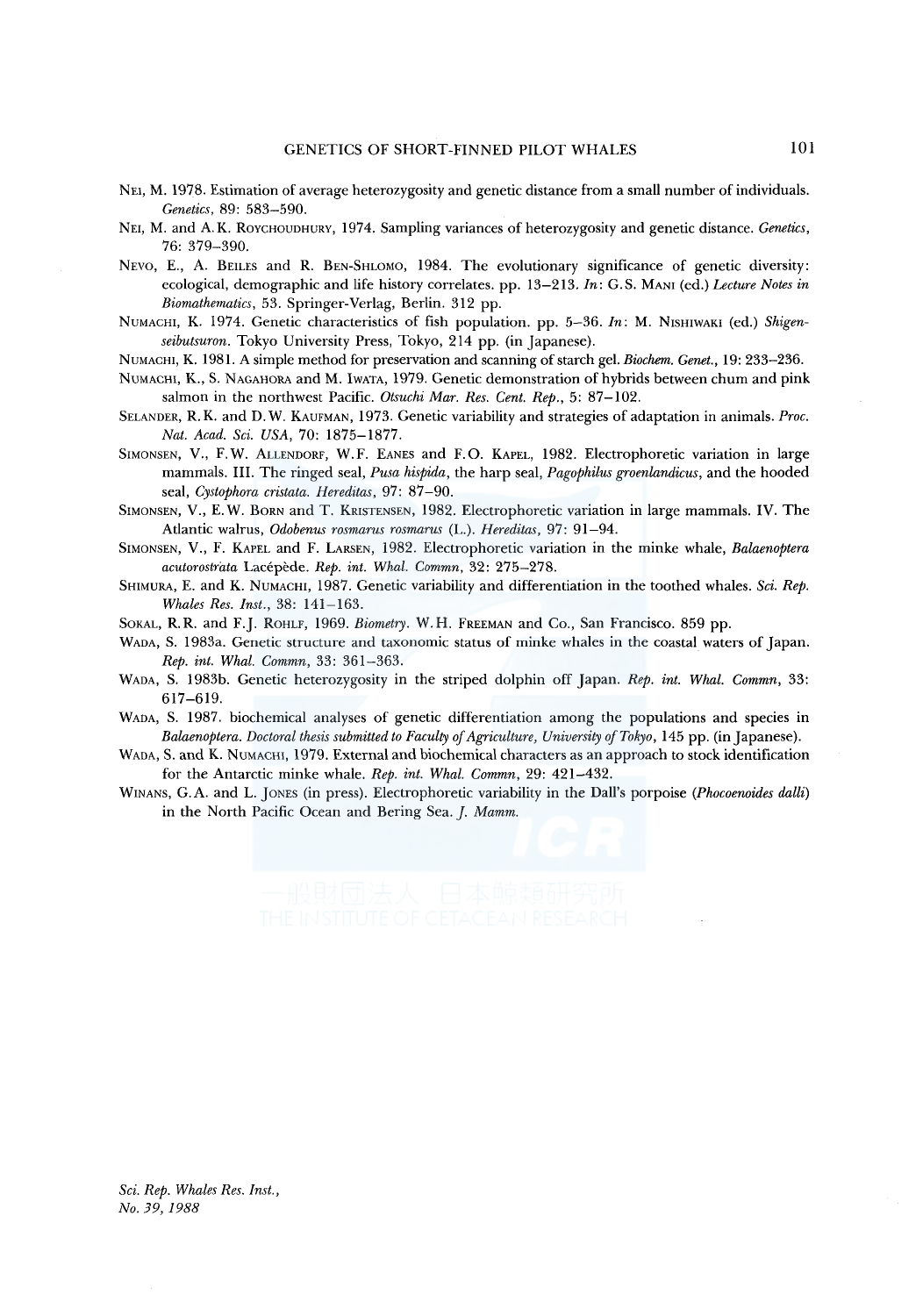NEI, M. 1978. Estimation of average heterozygosity and genetic distance from a small number of individuals. *Genetics*, 89: 583–590.

NEI, M. and A.K. ROYCHOUDHURY, 1974. Sampling variances of heterozygosity and genetic distance. *Genetics*, 76: 379–390.

NEVO, E., A. BEILES and R. BEN-SHLOMO, 1984. The evolutionary significance of genetic diversity: ecological, demographic and life history correlates. pp. 13–213. *In*: G.S. MANI (ed.) *Lecture Notes in Biomathematics*, 53. Springer-Verlag, Berlin. 312 pp.

NUMACHI, K. 1974. Genetic characteristics of fish population. pp. 5–36. *In*: M. NISHIWAKI (ed.) *Shigen-seibutsuron*. Tokyo University Press, Tokyo, 214 pp. (in Japanese).

NUMACHI, K. 1981. A simple method for preservation and scanning of starch gel. *Biochem. Genet.*, 19: 233–236.

NUMACHI, K., S. NAGAHORA and M. IWATA, 1979. Genetic demonstration of hybrids between chum and pink salmon in the northwest Pacific. *Otsuchi Mar. Res. Cent. Rep.*, 5: 87–102.

SELANDER, R.K. and D.W. KAUFMAN, 1973. Genetic variability and strategies of adaptation in animals. *Proc. Nat. Acad. Sci. USA*, 70: 1875–1877.

SIMONSEN, V., F.W. ALLENDORF, W.F. EANES and F.O. KAPEL, 1982. Electrophoretic variation in large mammals. III. The ringed seal, *Pusa hispida*, the harp seal, *Pagophilus groenlandicus*, and the hooded seal, *Cystophora cristata*. *Hereditas*, 97: 87–90.

SIMONSEN, V., E.W. BORN and T. KRISTENSEN, 1982. Electrophoretic variation in large mammals. IV. The Atlantic walrus, *Odobenus rosmarus rosmarus* (L.). *Hereditas*, 97: 91–94.

SIMONSEN, V., F. KAPEL and F. LARSEN, 1982. Electrophoretic variation in the minke whale, *Balaenoptera acutorostrata* Lacépède. *Rep. int. Whal. Commn*, 32: 275–278.

SHIMURA, E. and K. NUMACHI, 1987. Genetic variability and differentiation in the toothed whales. *Sci. Rep. Whales Res. Inst.*, 38: 141–163.

SOKAL, R.R. and F.J. ROHLF, 1969. *Biometry*. W.H. FREEMAN and Co., San Francisco. 859 pp.

WADA, S. 1983a. Genetic structure and taxonomic status of minke whales in the coastal waters of Japan. *Rep. int. Whal. Commn*, 33: 361–363.

WADA, S. 1983b. Genetic heterozygosity in the striped dolphin off Japan. *Rep. int. Whal. Commn*, 33: 617–619.

WADA, S. 1987. biochemical analyses of genetic differentiation among the populations and species in *Balaenoptera*. *Doctoral thesis submitted to Faculty of Agriculture, University of Tokyo*, 145 pp. (in Japanese).

WADA, S. and K. NUMACHI, 1979. External and biochemical characters as an approach to stock identification for the Antarctic minke whale. *Rep. int. Whal. Commn*, 29: 421–432.

WINANS, G.A. and L. JONES (in press). Electrophoretic variability in the Dall's porpoise (*Phocoenoides dalli*) in the North Pacific Ocean and Bering Sea. *J. Mamm.*